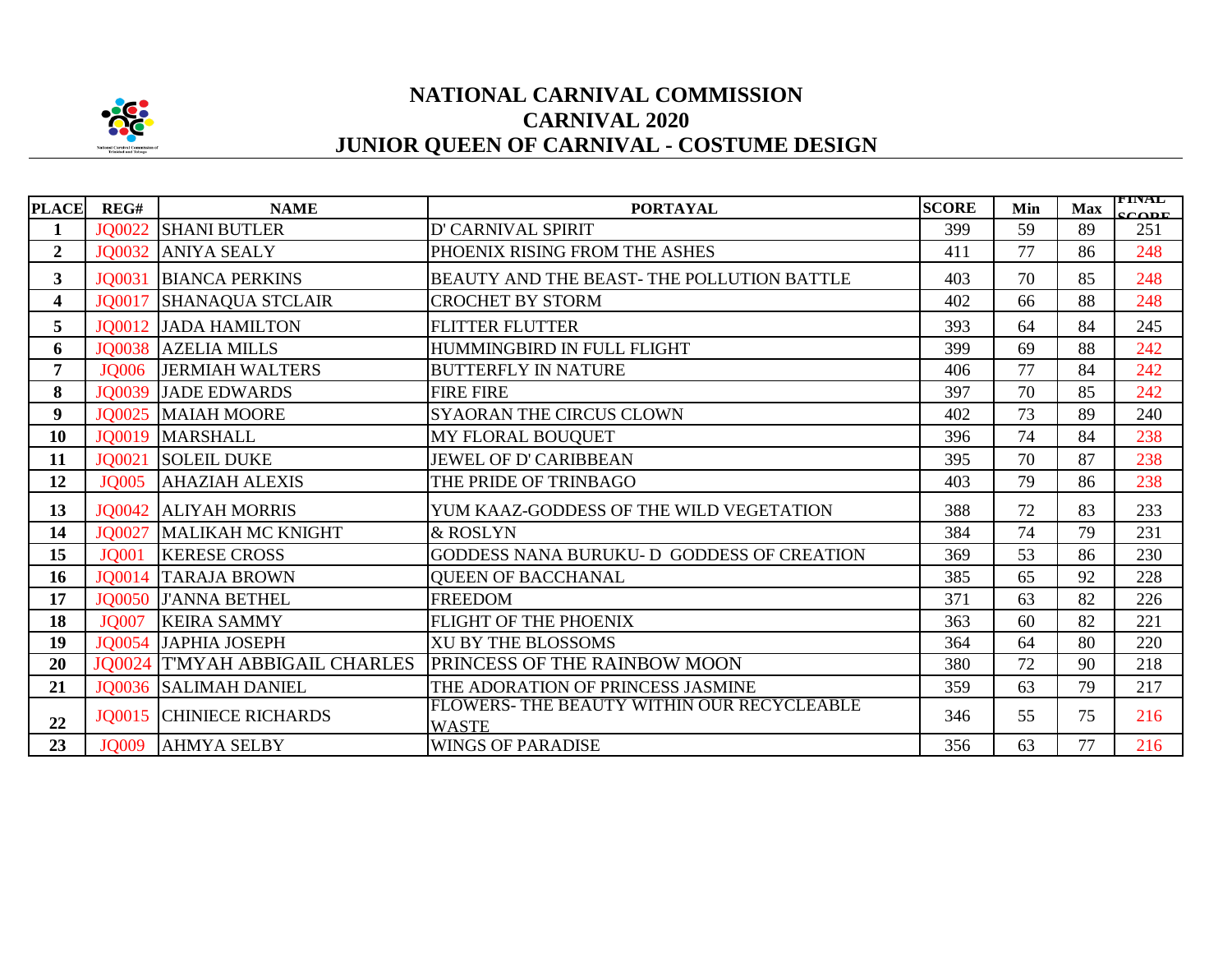# NATIONAL CARNIVAL COMMISSION
## CARNIVAL 2020
## JUNIOR QUEEN OF CARNIVAL - COSTUME DESIGN

| PLACE | REG# | NAME | PORTAYAL | SCORE | Min | Max | FINAL SCORE |
|---|---|---|---|---|---|---|---|
| 1 | JQ0022 | SHANI BUTLER | D' CARNIVAL SPIRIT | 399 | 59 | 89 | 251 |
| 2 | JQ0032 | ANIYA SEALY | PHOENIX RISING FROM THE ASHES | 411 | 77 | 86 | 248 |
| 3 | JQ0031 | BIANCA PERKINS | BEAUTY AND THE BEAST- THE POLLUTION BATTLE | 403 | 70 | 85 | 248 |
| 4 | JQ0017 | SHANAQUA STCLAIR | CROCHET BY STORM | 402 | 66 | 88 | 248 |
| 5 | JQ0012 | JADA HAMILTON | FLITTER FLUTTER | 393 | 64 | 84 | 245 |
| 6 | JQ0038 | AZELIA MILLS | HUMMINGBIRD IN FULL FLIGHT | 399 | 69 | 88 | 242 |
| 7 | JQ006 | JERMIAH WALTERS | BUTTERFLY IN NATURE | 406 | 77 | 84 | 242 |
| 8 | JQ0039 | JADE EDWARDS | FIRE FIRE | 397 | 70 | 85 | 242 |
| 9 | JQ0025 | MAIAH MOORE | SYAORAN THE CIRCUS CLOWN | 402 | 73 | 89 | 240 |
| 10 | JQ0019 | MARSHALL | MY FLORAL BOUQUET | 396 | 74 | 84 | 238 |
| 11 | JQ0021 | SOLEIL DUKE | JEWEL OF D' CARIBBEAN | 395 | 70 | 87 | 238 |
| 12 | JQ005 | AHAZIAH ALEXIS | THE PRIDE OF TRINBAGO | 403 | 79 | 86 | 238 |
| 13 | JQ0042 | ALIYAH MORRIS | YUM KAAZ-GODDESS OF THE WILD VEGETATION | 388 | 72 | 83 | 233 |
| 14 | JQ0027 | MALIKAH MC KNIGHT | & ROSLYN | 384 | 74 | 79 | 231 |
| 15 | JQ001 | KERESE CROSS | GODDESS NANA BURUKU- D GODDESS OF CREATION | 369 | 53 | 86 | 230 |
| 16 | JQ0014 | TARAJA BROWN | QUEEN OF BACCHANAL | 385 | 65 | 92 | 228 |
| 17 | JQ0050 | J'ANNA BETHEL | FREEDOM | 371 | 63 | 82 | 226 |
| 18 | JQ007 | KEIRA SAMMY | FLIGHT OF THE PHOENIX | 363 | 60 | 82 | 221 |
| 19 | JQ0054 | JAPHIA JOSEPH | XU BY THE BLOSSOMS | 364 | 64 | 80 | 220 |
| 20 | JQ0024 | T'MYAH ABBIGAIL CHARLES | PRINCESS OF THE RAINBOW MOON | 380 | 72 | 90 | 218 |
| 21 | JQ0036 | SALIMAH DANIEL | THE ADORATION OF PRINCESS JASMINE | 359 | 63 | 79 | 217 |
| 22 | JQ0015 | CHINIECE RICHARDS | FLOWERS- THE BEAUTY WITHIN OUR RECYCLEABLE WASTE | 346 | 55 | 75 | 216 |
| 23 | JQ009 | AHMYA SELBY | WINGS OF PARADISE | 356 | 63 | 77 | 216 |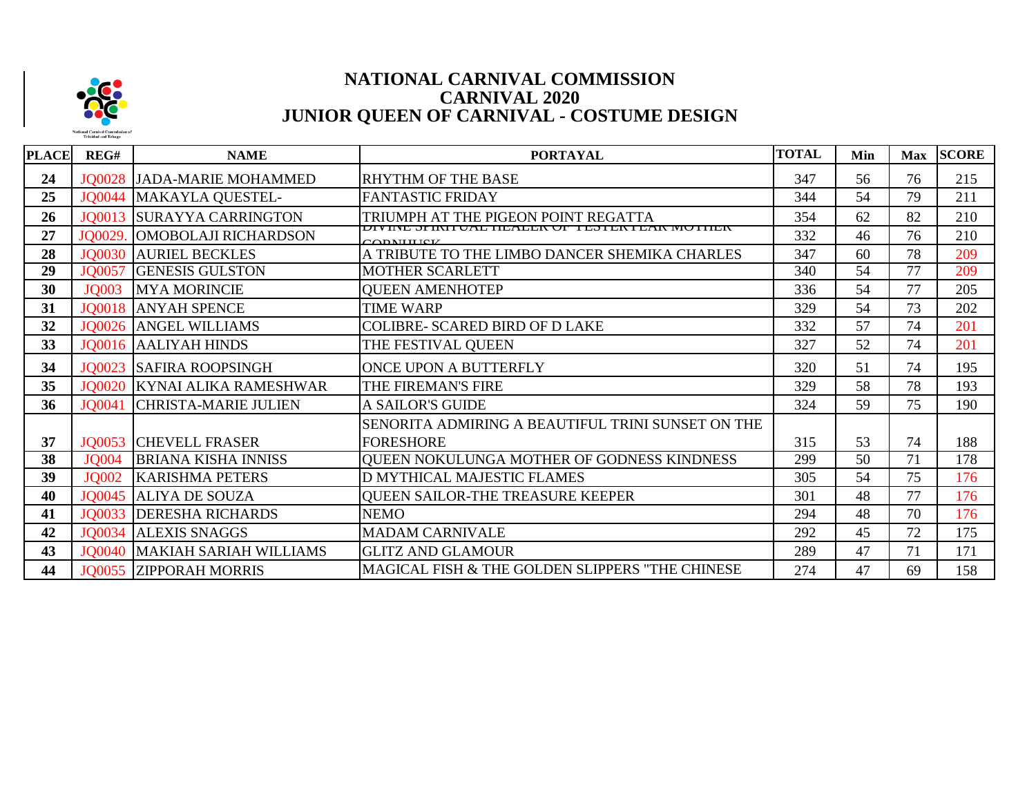# NATIONAL CARNIVAL COMMISSION
# CARNIVAL 2020
# JUNIOR QUEEN OF CARNIVAL - COSTUME DESIGN

| PLACE | REG# | NAME | PORTAYAL | TOTAL | Min | Max | SCORE |
|---|---|---|---|---|---|---|---|
| 24 | JQ0028 | JADA-MARIE MOHAMMED | RHYTHM OF THE BASE | 347 | 56 | 76 | 215 |
| 25 | JQ0044 | MAKAYLA QUESTEL- | FANTASTIC FRIDAY | 344 | 54 | 79 | 211 |
| 26 | JQ0013 | SURAYYA CARRINGTON | TRIUMPH AT THE PIGEON POINT REGATTA | 354 | 62 | 82 | 210 |
| 27 | JQ0029. | OMOBOLAJI RICHARDSON | DIVINE SPIRITUAL HEALER OF YESTERYEAR MOTHER CORNHUSK | 332 | 46 | 76 | 210 |
| 28 | JQ0030 | AURIEL BECKLES | A TRIBUTE TO THE LIMBO DANCER SHEMIKA CHARLES | 347 | 60 | 78 | 209 |
| 29 | JQ0057 | GENESIS GULSTON | MOTHER SCARLETT | 340 | 54 | 77 | 209 |
| 30 | JQ003 | MYA MORINCIE | QUEEN AMENHOTEP | 336 | 54 | 77 | 205 |
| 31 | JQ0018 | ANYAH SPENCE | TIME WARP | 329 | 54 | 73 | 202 |
| 32 | JQ0026 | ANGEL WILLIAMS | COLIBRE- SCARED BIRD OF D LAKE | 332 | 57 | 74 | 201 |
| 33 | JQ0016 | AALIYAH HINDS | THE FESTIVAL QUEEN | 327 | 52 | 74 | 201 |
| 34 | JQ0023 | SAFIRA ROOPSINGH | ONCE UPON A BUTTERFLY | 320 | 51 | 74 | 195 |
| 35 | JQ0020 | KYNAI ALIKA RAMESHWAR | THE FIREMAN'S FIRE | 329 | 58 | 78 | 193 |
| 36 | JQ0041 | CHRISTA-MARIE JULIEN | A SAILOR'S GUIDE | 324 | 59 | 75 | 190 |
| 37 | JQ0053 | CHEVELL FRASER | SENORITA ADMIRING A BEAUTIFUL TRINI SUNSET ON THE FORESHORE | 315 | 53 | 74 | 188 |
| 38 | JQ004 | BRIANA KISHA INNISS | QUEEN NOKULUNGA MOTHER OF GODNESS KINDNESS | 299 | 50 | 71 | 178 |
| 39 | JQ002 | KARISHMA PETERS | D MYTHICAL MAJESTIC FLAMES | 305 | 54 | 75 | 176 |
| 40 | JQ0045 | ALIYA DE SOUZA | QUEEN SAILOR-THE TREASURE KEEPER | 301 | 48 | 77 | 176 |
| 41 | JQ0033 | DERESHA RICHARDS | NEMO | 294 | 48 | 70 | 176 |
| 42 | JQ0034 | ALEXIS SNAGGS | MADAM CARNIVALE | 292 | 45 | 72 | 175 |
| 43 | JQ0040 | MAKIAH SARIAH WILLIAMS | GLITZ AND GLAMOUR | 289 | 47 | 71 | 171 |
| 44 | JQ0055 | ZIPPORAH MORRIS | MAGICAL FISH & THE GOLDEN SLIPPERS "THE CHINESE | 274 | 47 | 69 | 158 |